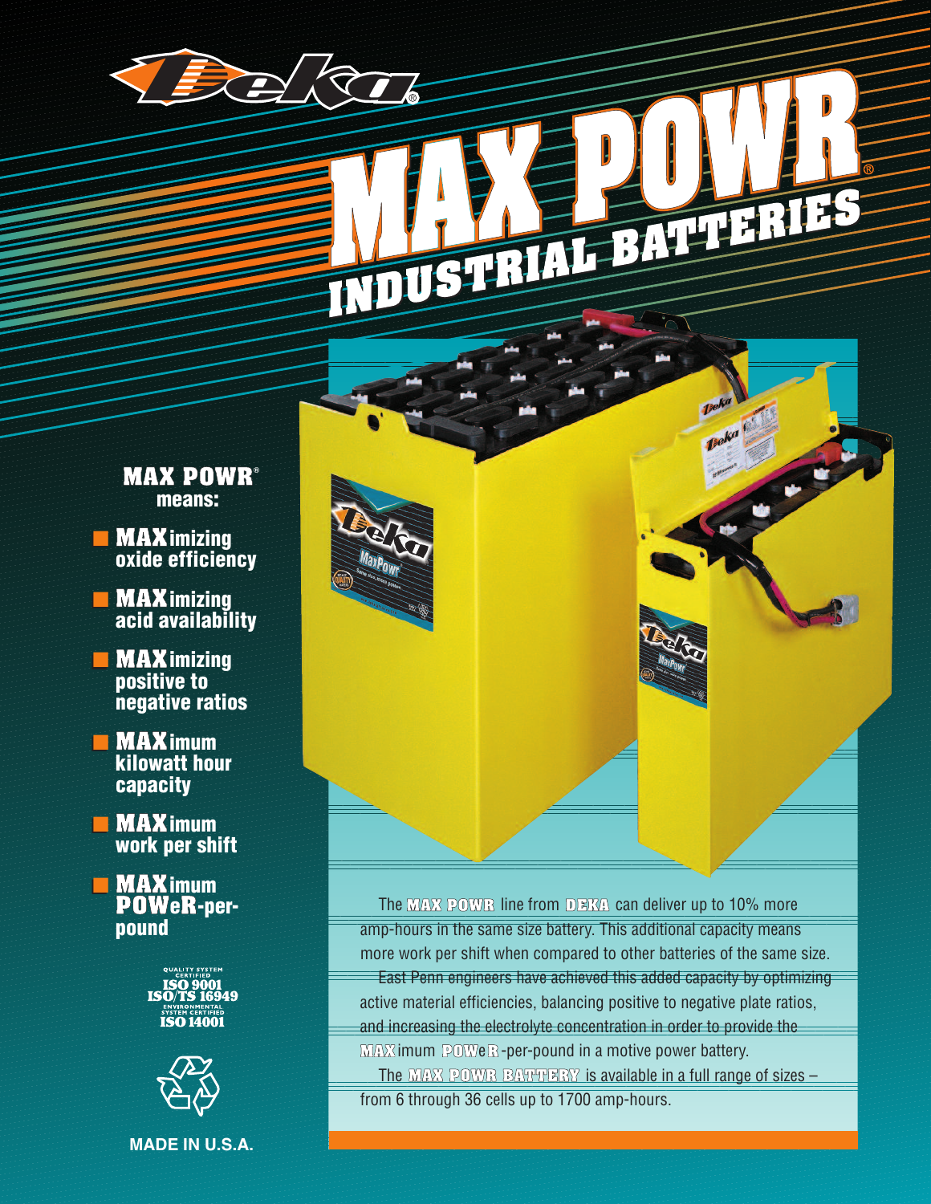# MAX POWR® INDUSTRIAL BATTERIES

**MAX POWR® means:**

- **MAX**imizing oxide efficiency
- **MAX**imizing acid availability
- **MAX**imizing positive to negative ratios
- **MAX**imum kilowatt hour capacity
- **MAX**imum work per shift
- **MAX**imum **POW**e**R**-per-pound

QUALITY SYSTEM CERTIFIED
ISO 9001
ISO/TS 16949
ENVIRONMENTAL SYSTEM CERTIFIED
ISO 14001

MADE IN U.S.A.

The **MAX POWR** line from **DEKA** can deliver up to 10% more amp-hours in the same size battery. This additional capacity means more work per shift when compared to other batteries of the same size.

East Penn engineers have achieved this added capacity by optimizing active material efficiencies, balancing positive to negative plate ratios, and increasing the electrolyte concentration in order to provide the **MAX**imum **POW**e**R**-per-pound in a motive power battery.

The **MAX POWR BATTERY** is available in a full range of sizes – from 6 through 36 cells up to 1700 amp-hours.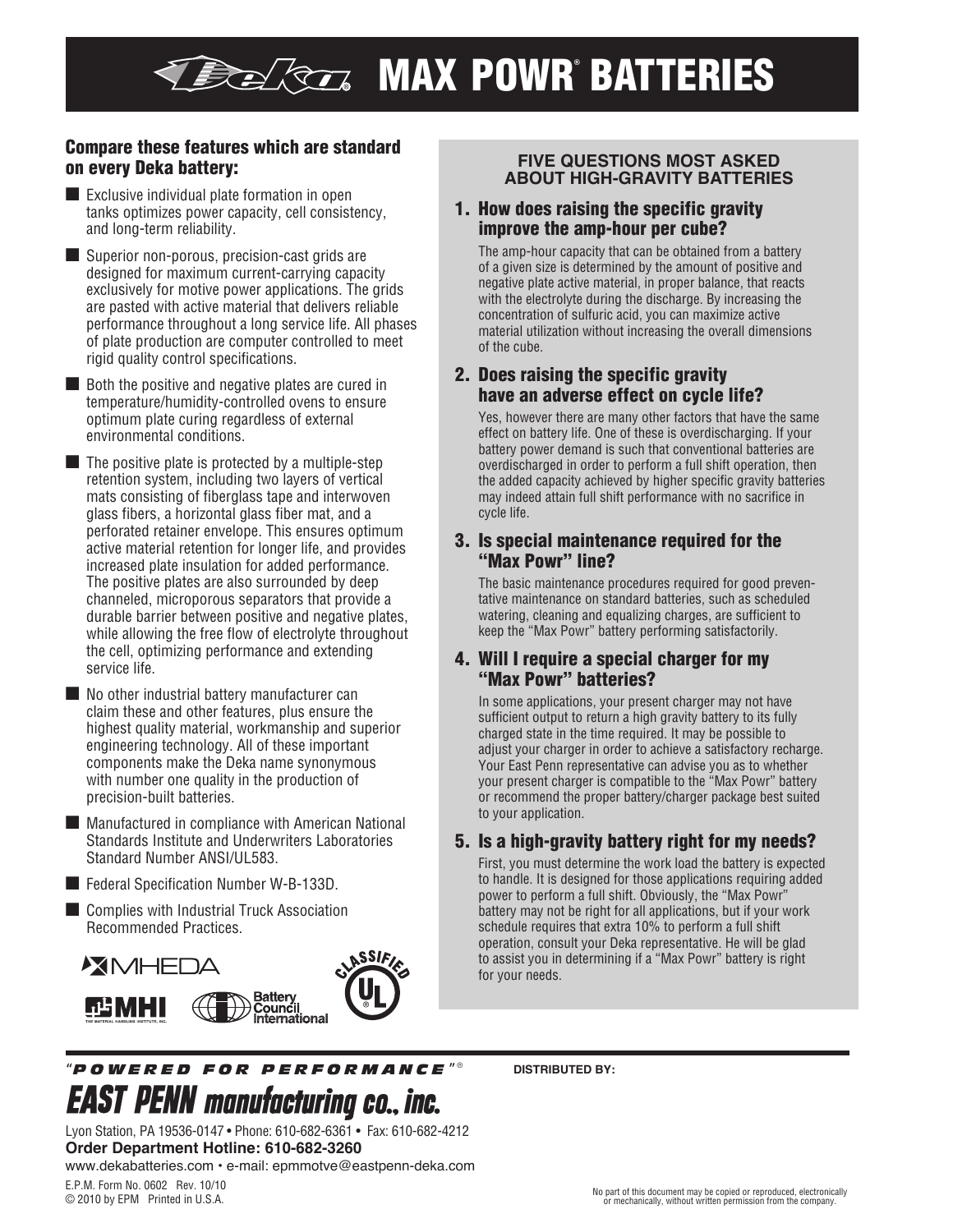# Deka MAX POWR® BATTERIES

## Compare these features which are standard on every Deka battery:

- Exclusive individual plate formation in open tanks optimizes power capacity, cell consistency, and long-term reliability.
- Superior non-porous, precision-cast grids are designed for maximum current-carrying capacity exclusively for motive power applications. The grids are pasted with active material that delivers reliable performance throughout a long service life. All phases of plate production are computer controlled to meet rigid quality control specifications.
- Both the positive and negative plates are cured in temperature/humidity-controlled ovens to ensure optimum plate curing regardless of external environmental conditions.
- The positive plate is protected by a multiple-step retention system, including two layers of vertical mats consisting of fiberglass tape and interwoven glass fibers, a horizontal glass fiber mat, and a perforated retainer envelope. This ensures optimum active material retention for longer life, and provides increased plate insulation for added performance. The positive plates are also surrounded by deep channeled, microporous separators that provide a durable barrier between positive and negative plates, while allowing the free flow of electrolyte throughout the cell, optimizing performance and extending service life.
- No other industrial battery manufacturer can claim these and other features, plus ensure the highest quality material, workmanship and superior engineering technology. All of these important components make the Deka name synonymous with number one quality in the production of precision-built batteries.
- Manufactured in compliance with American National Standards Institute and Underwriters Laboratories Standard Number ANSI/UL583.
- Federal Specification Number W-B-133D.
- Complies with Industrial Truck Association Recommended Practices.

MHEDA

MHI

Battery Council International

CLASSIFIED UL

## FIVE QUESTIONS MOST ASKED ABOUT HIGH-GRAVITY BATTERIES

### 1. How does raising the specific gravity improve the amp-hour per cube?

The amp-hour capacity that can be obtained from a battery of a given size is determined by the amount of positive and negative plate active material, in proper balance, that reacts with the electrolyte during the discharge. By increasing the concentration of sulfuric acid, you can maximize active material utilization without increasing the overall dimensions of the cube.

### 2. Does raising the specific gravity have an adverse effect on cycle life?

Yes, however there are many other factors that have the same effect on battery life. One of these is overdischarging. If your battery power demand is such that conventional batteries are overdischarged in order to perform a full shift operation, then the added capacity achieved by higher specific gravity batteries may indeed attain full shift performance with no sacrifice in cycle life.

### 3. Is special maintenance required for the "Max Powr" line?

The basic maintenance procedures required for good preventative maintenance on standard batteries, such as scheduled watering, cleaning and equalizing charges, are sufficient to keep the "Max Powr" battery performing satisfactorily.

### 4. Will I require a special charger for my "Max Powr" batteries?

In some applications, your present charger may not have sufficient output to return a high gravity battery to its fully charged state in the time required. It may be possible to adjust your charger in order to achieve a satisfactory recharge. Your East Penn representative can advise you as to whether your present charger is compatible to the "Max Powr" battery or recommend the proper battery/charger package best suited to your application.

### 5. Is a high-gravity battery right for my needs?

First, you must determine the work load the battery is expected to handle. It is designed for those applications requiring added power to perform a full shift. Obviously, the "Max Powr" battery may not be right for all applications, but if your work schedule requires that extra 10% to perform a full shift operation, consult your Deka representative. He will be glad to assist you in determining if a "Max Powr" battery is right for your needs.

---

*"POWERED FOR PERFORMANCE"®*

**EAST PENN manufacturing co., inc.**

Lyon Station, PA 19536-0147 • Phone: 610-682-6361 • Fax: 610-682-4212

**Order Department Hotline: 610-682-3260**

www.dekabatteries.com • e-mail: epmmotve@eastpenn-deka.com

E.P.M. Form No. 0602 Rev. 10/10
© 2010 by EPM Printed in U.S.A.

**DISTRIBUTED BY:**

No part of this document may be copied or reproduced, electronically or mechanically, without written permission from the company.